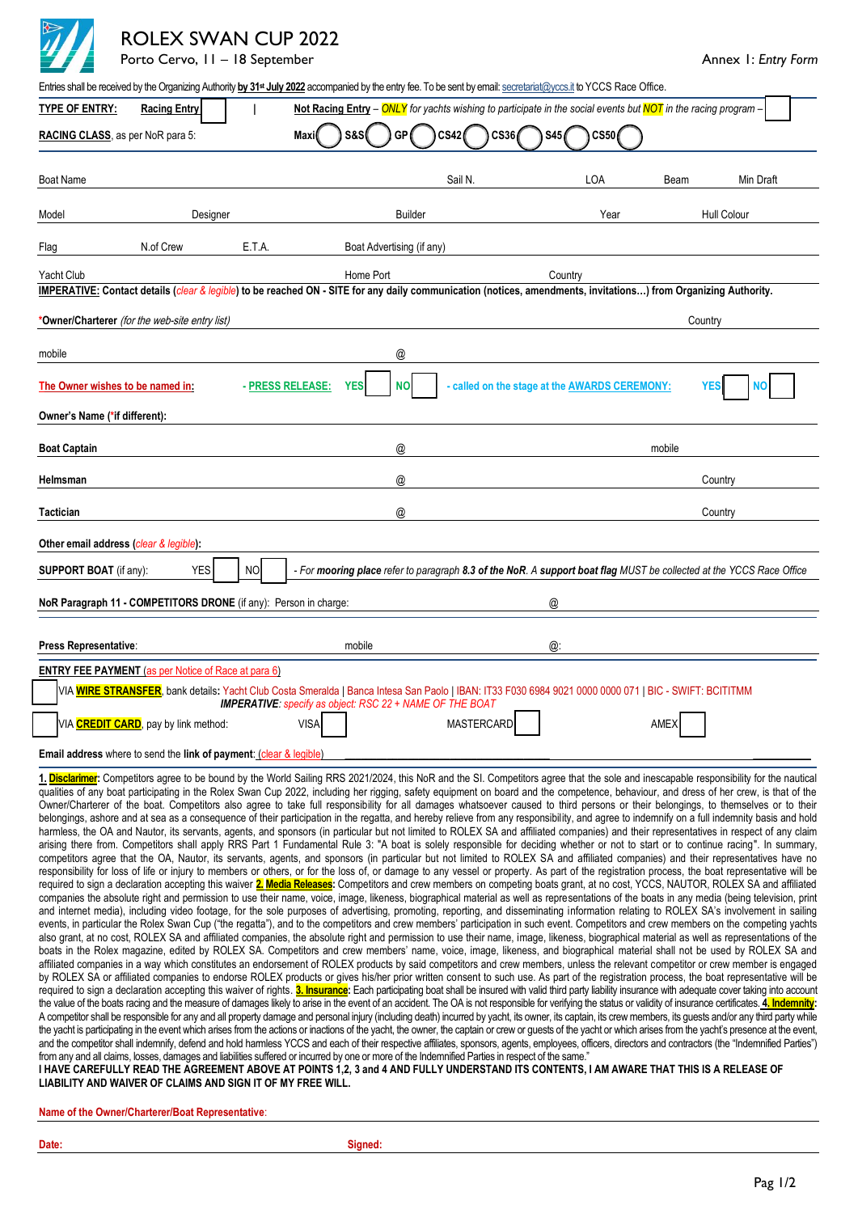# ROLEX SWAN CUP 2022

Porto Cervo, 11 – 18 September

Annex 1: *Entry Form*

Entries shall be received by the Organizing Authority **by 31st July 2022** accompanied by the entry fee. To be sent by email: secretariat@yccs.it to YCCS Race Office.

**TYPE OF ENTRY:** **Racing Entry** ☐ | **Not Racing Entry** – ***ONLY*** *for yachts wishing to participate in the social events but* ***NOT*** *in the racing program* – ☐

**RACING CLASS**, as per NoR para 5: **Maxi** ◯ **S&S** ◯ **GP** ◯ **CS42** ◯ **CS36** ◯ **S45** ◯ **CS50** ◯

Boat Name | Sail N. | LOA | Beam | Min Draft

Model | Designer | Builder | Year | Hull Colour

Flag | N.of Crew | E.T.A. | Boat Advertising (if any)

Yacht Club | Home Port | Country

**IMPERATIVE: Contact details (*clear & legible*) to be reached ON - SITE for any daily communication (notices, amendments, invitations…) from Organizing Authority.**

***Owner/Charterer** *(for the web-site entry list)* | Country

mobile | @

**The Owner wishes to be named in:** **- PRESS RELEASE:** **YES** ☐ **NO** ☐ **- called on the stage at the AWARDS CEREMONY:** **YES** ☐ **NO** ☐

**Owner's Name (*if different):**

**Boat Captain** | @ | mobile

**Helmsman** | @ | Country

**Tactician** | @ | Country

**Other email address** (*clear & legible*)**:**

**SUPPORT BOAT** (if any): YES ☐ NO ☐ *- For* ***mooring place*** *refer to paragraph* ***8.3 of the NoR***. *A* ***support boat flag*** *MUST be collected at the YCCS Race Office*

**NoR Paragraph 11 - COMPETITORS DRONE** (if any): Person in charge: | @

**Press Representative**: | mobile | @:

**ENTRY FEE PAYMENT** (as per Notice of Race at para 6)

☐ VIA **WIRE STRANSFER**, bank details: Yacht Club Costa Smeralda | Banca Intesa San Paolo | IBAN: IT33 F030 6984 9021 0000 0000 071 | BIC - SWIFT: BCITITMM
***IMPERATIVE***: *specify as object: RSC 22 + NAME OF THE BOAT*

☐ VIA **CREDIT CARD**, pay by link method: VISA ☐ MASTERCARD ☐ AMEX ☐

**Email address** where to send the **link of payment**: (clear & legible)

**1. Disclaimer:** Competitors agree to be bound by the World Sailing RRS 2021/2024, this NoR and the SI. Competitors agree that the sole and inescapable responsibility for the nautical qualities of any boat participating in the Rolex Swan Cup 2022, including her rigging, safety equipment on board and the competence, behaviour, and dress of her crew, is that of the Owner/Charterer of the boat. Competitors also agree to take full responsibility for all damages whatsoever caused to third persons or their belongings, to themselves or to their belongings, ashore and at sea as a consequence of their participation in the regatta, and hereby relieve from any responsibility, and agree to indemnify on a full indemnity basis and hold harmless, the OA and Nautor, its servants, agents, and sponsors (in particular but not limited to ROLEX SA and affiliated companies) and their representatives in respect of any claim arising there from. Competitors shall apply RRS Part 1 Fundamental Rule 3: "A boat is solely responsible for deciding whether or not to start or to continue racing". In summary, competitors agree that the OA, Nautor, its servants, agents, and sponsors (in particular but not limited to ROLEX SA and affiliated companies) and their representatives have no responsibility for loss of life or injury to members or others, or for the loss of, or damage to any vessel or property. As part of the registration process, the boat representative will be required to sign a declaration accepting this waiver **2. Media Releases:** Competitors and crew members on competing boats grant, at no cost, YCCS, NAUTOR, ROLEX SA and affiliated companies the absolute right and permission to use their name, voice, image, likeness, biographical material as well as representations of the boats in any media (being television, print and internet media), including video footage, for the sole purposes of advertising, promoting, reporting, and disseminating information relating to ROLEX SA's involvement in sailing events, in particular the Rolex Swan Cup ("the regatta"), and to the competitors and crew members' participation in such event. Competitors and crew members on the competing yachts also grant, at no cost, ROLEX SA and affiliated companies, the absolute right and permission to use their name, image, likeness, biographical material as well as representations of the boats in the Rolex magazine, edited by ROLEX SA. Competitors and crew members' name, voice, image, likeness, and biographical material shall not be used by ROLEX SA and affiliated companies in a way which constitutes an endorsement of ROLEX products by said competitors and crew members, unless the relevant competitor or crew member is engaged by ROLEX SA or affiliated companies to endorse ROLEX products or gives his/her prior written consent to such use. As part of the registration process, the boat representative will be required to sign a declaration accepting this waiver of rights. **3. Insurance:** Each participating boat shall be insured with valid third party liability insurance with adequate cover taking into account the value of the boats racing and the measure of damages likely to arise in the event of an accident. The OA is not responsible for verifying the status or validity of insurance certificates. **4. Indemnity:** A competitor shall be responsible for any and all property damage and personal injury (including death) incurred by yacht, its owner, its captain, its crew members, its guests and/or any third party while the yacht is participating in the event which arises from the actions or inactions of the yacht, the owner, the captain or crew or guests of the yacht or which arises from the yacht's presence at the event, and the competitor shall indemnify, defend and hold harmless YCCS and each of their respective affiliates, sponsors, agents, employees, officers, directors and contractors (the "Indemnified Parties") from any and all claims, losses, damages and liabilities suffered or incurred by one or more of the Indemnified Parties in respect of the same."

**I HAVE CAREFULLY READ THE AGREEMENT ABOVE AT POINTS 1,2, 3 and 4 AND FULLY UNDERSTAND ITS CONTENTS, I AM AWARE THAT THIS IS A RELEASE OF LIABILITY AND WAIVER OF CLAIMS AND SIGN IT OF MY FREE WILL.**

**Name of the Owner/Charterer/Boat Representative**:

**Date:** | **Signed:**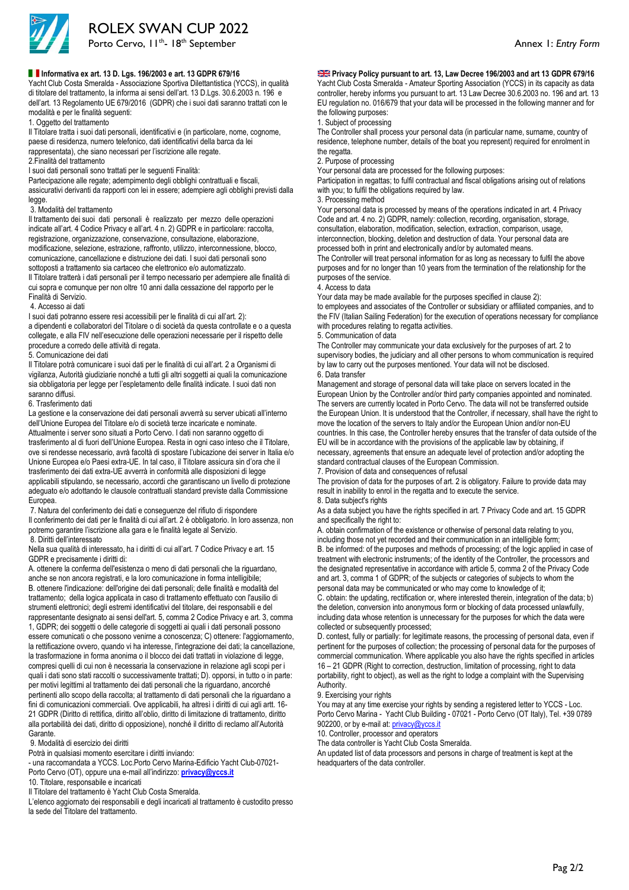# Informativa ex art. 13 D. Lgs. 196/2003 e art. 13 GDPR 679/16

Yacht Club Costa Smeralda - Associazione Sportiva Dilettantistica (YCCS), in qualità di titolare del trattamento, la informa ai sensi dell'art. 13 D.Lgs. 30.6.2003 n. 196 e dell'art. 13 Regolamento UE 679/2016 (GDPR) che i suoi dati saranno trattati con le modalità e per le finalità seguenti:

1. Oggetto del trattamento

Il Titolare tratta i suoi dati personali, identificativi e (in particolare, nome, cognome, paese di residenza, numero telefonico, dati identificativi della barca da lei rappresentata), che siano necessari per l'iscrizione alle regate.

2.Finalità del trattamento

I suoi dati personali sono trattati per le seguenti Finalità:

Partecipazione alle regate; adempimento degli obblighi contrattuali e fiscali, assicurativi derivanti da rapporti con lei in essere; adempiere agli obblighi previsti dalla legge.

3. Modalità del trattamento

Il trattamento dei suoi dati personali è realizzato per mezzo delle operazioni indicate all'art. 4 Codice Privacy e all'art. 4 n. 2) GDPR e in particolare: raccolta, registrazione, organizzazione, conservazione, consultazione, elaborazione, modificazione, selezione, estrazione, raffronto, utilizzo, interconnessione, blocco, comunicazione, cancellazione e distruzione dei dati. I suoi dati personali sono sottoposti a trattamento sia cartaceo che elettronico e/o automatizzato.

Il Titolare tratterà i dati personali per il tempo necessario per adempiere alle finalità di cui sopra e comunque per non oltre 10 anni dalla cessazione del rapporto per le Finalità di Servizio.

4. Accesso ai dati

I suoi dati potranno essere resi accessibili per le finalità di cui all'art. 2):

a dipendenti e collaboratori del Titolare o di società da questa controllate e o a questa collegate, e alla FIV nell'esecuzione delle operazioni necessarie per il rispetto delle procedure a corredo delle attività di regata.

5. Comunicazione dei dati

Il Titolare potrà comunicare i suoi dati per le finalità di cui all'art. 2 a Organismi di vigilanza, Autorità giudiziarie nonché a tutti gli altri soggetti ai quali la comunicazione sia obbligatoria per legge per l'espletamento delle finalità indicate. I suoi dati non saranno diffusi.

6. Trasferimento dati

La gestione e la conservazione dei dati personali avverrà su server ubicati all'interno dell'Unione Europea del Titolare e/o di società terze incaricate e nominate.

Attualmente i server sono situati a Porto Cervo. I dati non saranno oggetto di trasferimento al di fuori dell'Unione Europea. Resta in ogni caso inteso che il Titolare, ove si rendesse necessario, avrà facoltà di spostare l'ubicazione dei server in Italia e/o Unione Europea e/o Paesi extra-UE. In tal caso, il Titolare assicura sin d'ora che il trasferimento dei dati extra-UE avverrà in conformità alle disposizioni di legge applicabili stipulando, se necessario, accordi che garantiscano un livello di protezione adeguato e/o adottando le clausole contrattuali standard previste dalla Commissione Europea.

7. Natura del conferimento dei dati e conseguenze del rifiuto di rispondere

Il conferimento dei dati per le finalità di cui all'art. 2 è obbligatorio. In loro assenza, non potremo garantire l'iscrizione alla gara e le finalità legate al Servizio.

8. Diritti dell'interessato

Nella sua qualità di interessato, ha i diritti di cui all'art. 7 Codice Privacy e art. 15 GDPR e precisamente i diritti di:

A. ottenere la conferma dell'esistenza o meno di dati personali che la riguardano, anche se non ancora registrati, e la loro comunicazione in forma intelligibile;
B. ottenere l'indicazione: dell'origine dei dati personali; delle finalità e modalità del trattamento; della logica applicata in caso di trattamento effettuato con l'ausilio di strumenti elettronici; degli estremi identificativi del titolare, dei responsabili e del rappresentante designato ai sensi dell'art. 5, comma 2 Codice Privacy e art. 3, comma 1, GDPR; dei soggetti o delle categorie di soggetti ai quali i dati personali possono essere comunicati o che possono venirne a conoscenza; C) ottenere: l'aggiornamento, la rettificazione ovvero, quando vi ha interesse, l'integrazione dei dati; la cancellazione, la trasformazione in forma anonima o il blocco dei dati trattati in violazione di legge, compresi quelli di cui non è necessaria la conservazione in relazione agli scopi per i quali i dati sono stati raccolti o successivamente trattati; D). opporsi, in tutto o in parte: per motivi legittimi al trattamento dei dati personali che la riguardano, ancorché pertinenti allo scopo della raccolta; al trattamento di dati personali che la riguardano a fini di comunicazioni commerciali. Ove applicabili, ha altresì i diritti di cui agli artt. 16-21 GDPR (Diritto di rettifica, diritto all'oblio, diritto di limitazione di trattamento, diritto alla portabilità dei dati, diritto di opposizione), nonché il diritto di reclamo all'Autorità Garante.

9. Modalità di esercizio dei diritti

Potrà in qualsiasi momento esercitare i diritti inviando:

- una raccomandata a YCCS. Loc.Porto Cervo Marina-Edificio Yacht Club-07021-Porto Cervo (OT), oppure una e-mail all'indirizzo: **privacy@yccs.it**

10. Titolare, responsabile e incaricati

Il Titolare del trattamento è Yacht Club Costa Smeralda.

L'elenco aggiornato dei responsabili e degli incaricati al trattamento è custodito presso la sede del Titolare del trattamento.

# Privacy Policy pursuant to art. 13, Law Decree 196/2003 and art 13 GDPR 679/16

Yacht Club Costa Smeralda - Amateur Sporting Association (YCCS) in its capacity as data controller, hereby informs you pursuant to art. 13 Law Decree 30.6.2003 no. 196 and art. 13 EU regulation no. 016/679 that your data will be processed in the following manner and for the following purposes:

1. Subject of processing

The Controller shall process your personal data (in particular name, surname, country of residence, telephone number, details of the boat you represent) required for enrolment in the regatta.

2. Purpose of processing

Your personal data are processed for the following purposes:

Participation in regattas; to fulfil contractual and fiscal obligations arising out of relations with you; to fulfil the obligations required by law.

3. Processing method

Your personal data is processed by means of the operations indicated in art. 4 Privacy Code and art. 4 no. 2) GDPR, namely: collection, recording, organisation, storage, consultation, elaboration, modification, selection, extraction, comparison, usage, interconnection, blocking, deletion and destruction of data. Your personal data are processed both in print and electronically and/or by automated means.

The Controller will treat personal information for as long as necessary to fulfil the above purposes and for no longer than 10 years from the termination of the relationship for the purposes of the service.

4. Access to data

Your data may be made available for the purposes specified in clause 2):

to employees and associates of the Controller or subsidiary or affiliated companies, and to the FIV (Italian Sailing Federation) for the execution of operations necessary for compliance with procedures relating to regatta activities.

5. Communication of data

The Controller may communicate your data exclusively for the purposes of art. 2 to supervisory bodies, the judiciary and all other persons to whom communication is required by law to carry out the purposes mentioned. Your data will not be disclosed.

6. Data transfer

Management and storage of personal data will take place on servers located in the European Union by the Controller and/or third party companies appointed and nominated. The servers are currently located in Porto Cervo. The data will not be transferred outside the European Union. It is understood that the Controller, if necessary, shall have the right to move the location of the servers to Italy and/or the European Union and/or non-EU countries. In this case, the Controller hereby ensures that the transfer of data outside of the EU will be in accordance with the provisions of the applicable law by obtaining, if necessary, agreements that ensure an adequate level of protection and/or adopting the standard contractual clauses of the European Commission.

7. Provision of data and consequences of refusal

The provision of data for the purposes of art. 2 is obligatory. Failure to provide data may result in inability to enrol in the regatta and to execute the service.

8. Data subject's rights

As a data subject you have the rights specified in art. 7 Privacy Code and art. 15 GDPR and specifically the right to:

A. obtain confirmation of the existence or otherwise of personal data relating to you, including those not yet recorded and their communication in an intelligible form;
B. be informed: of the purposes and methods of processing; of the logic applied in case of treatment with electronic instruments; of the identity of the Controller, the processors and the designated representative in accordance with article 5, comma 2 of the Privacy Code and art. 3, comma 1 of GDPR; of the subjects or categories of subjects to whom the personal data may be communicated or who may come to knowledge of it;
C. obtain: the updating, rectification or, where interested therein, integration of the data; b) the deletion, conversion into anonymous form or blocking of data processed unlawfully, including data whose retention is unnecessary for the purposes for which the data were collected or subsequently processed;
D. contest, fully or partially: for legitimate reasons, the processing of personal data, even if pertinent for the purposes of collection; the processing of personal data for the purposes of commercial communication. Where applicable you also have the rights specified in articles 16 – 21 GDPR (Right to correction, destruction, limitation of processing, right to data portability, right to object), as well as the right to lodge a complaint with the Supervising Authority.

9. Exercising your rights

You may at any time exercise your rights by sending a registered letter to YCCS - Loc. Porto Cervo Marina - Yacht Club Building - 07021 - Porto Cervo (OT Italy), Tel. +39 0789 902200, or by e-mail at: privacy@yccs.it

10. Controller, processor and operators

The data controller is Yacht Club Costa Smeralda.

An updated list of data processors and persons in charge of treatment is kept at the headquarters of the data controller.